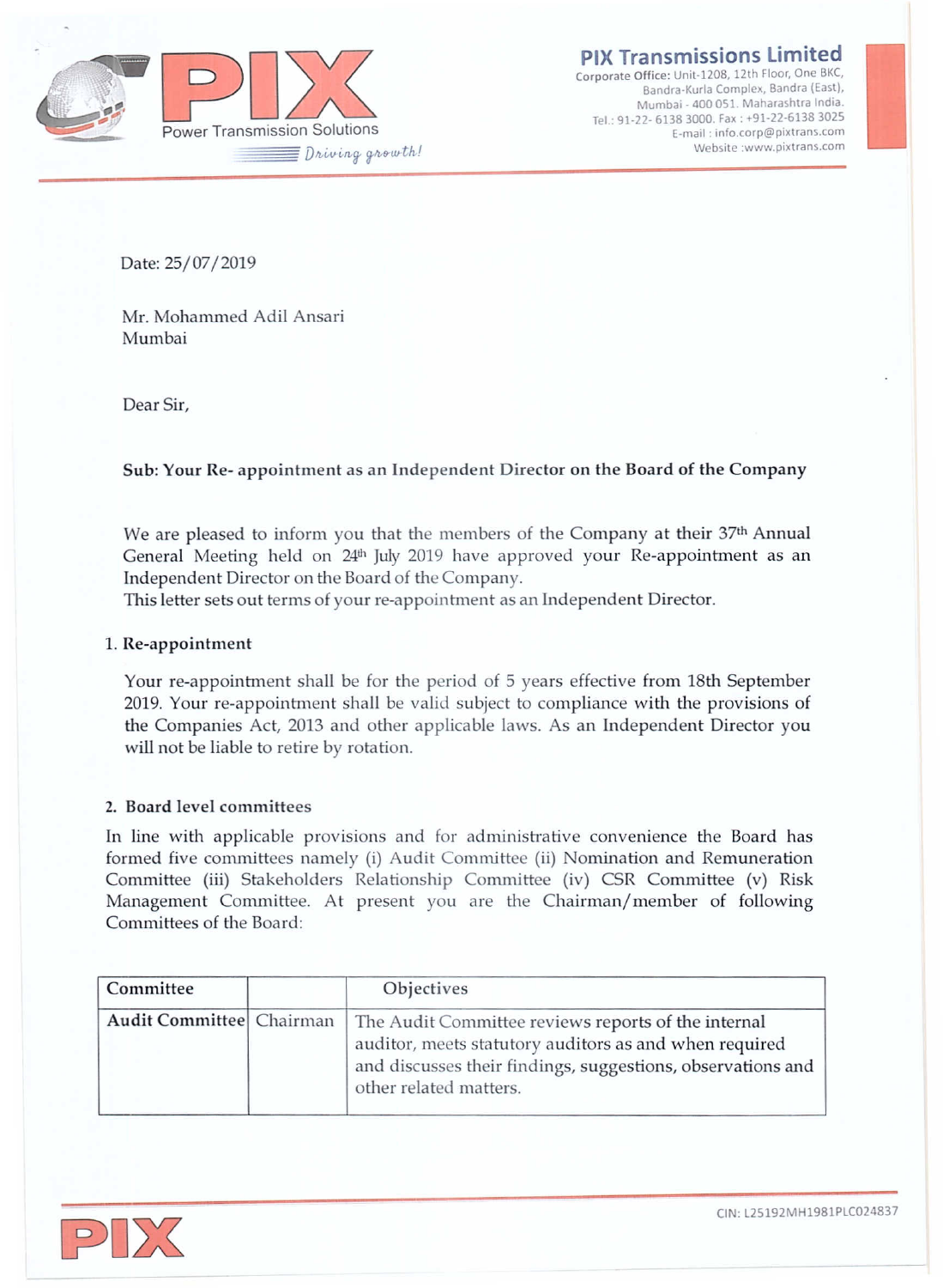**PIX Transmissions Limited**
Corporate Office: Unit-1208, 12th Floor, One BKC, Bandra-Kurla Complex, Bandra (East), Mumbai - 400 051. Maharashtra India.
Tel.: 91-22- 6138 3000. Fax : +91-22-6138 3025
E-mail : info.corp@pixtrans.com
Website :www.pixtrans.com

PIX Power Transmission Solutions
*Driving growth!*

Date: 25/07/2019

Mr. Mohammed Adil Ansari
Mumbai

Dear Sir,

**Sub: Your Re- appointment as an Independent Director on the Board of the Company**

We are pleased to inform you that the members of the Company at their 37th Annual General Meeting held on 24th July 2019 have approved your Re-appointment as an Independent Director on the Board of the Company.
This letter sets out terms of your re-appointment as an Independent Director.

1. **Re-appointment**

   Your re-appointment shall be for the period of 5 years effective from 18th September 2019. Your re-appointment shall be valid subject to compliance with the provisions of the Companies Act, 2013 and other applicable laws. As an Independent Director you will not be liable to retire by rotation.

2. **Board level committees**

In line with applicable provisions and for administrative convenience the Board has formed five committees namely (i) Audit Committee (ii) Nomination and Remuneration Committee (iii) Stakeholders Relationship Committee (iv) CSR Committee (v) Risk Management Committee. At present you are the Chairman/member of following Committees of the Board:

| Committee | | Objectives |
|---|---|---|
| **Audit Committee** | Chairman | The Audit Committee reviews reports of the internal auditor, meets statutory auditors as and when required and discusses their findings, suggestions, observations and other related matters. |

CIN: L25192MH1981PLC024837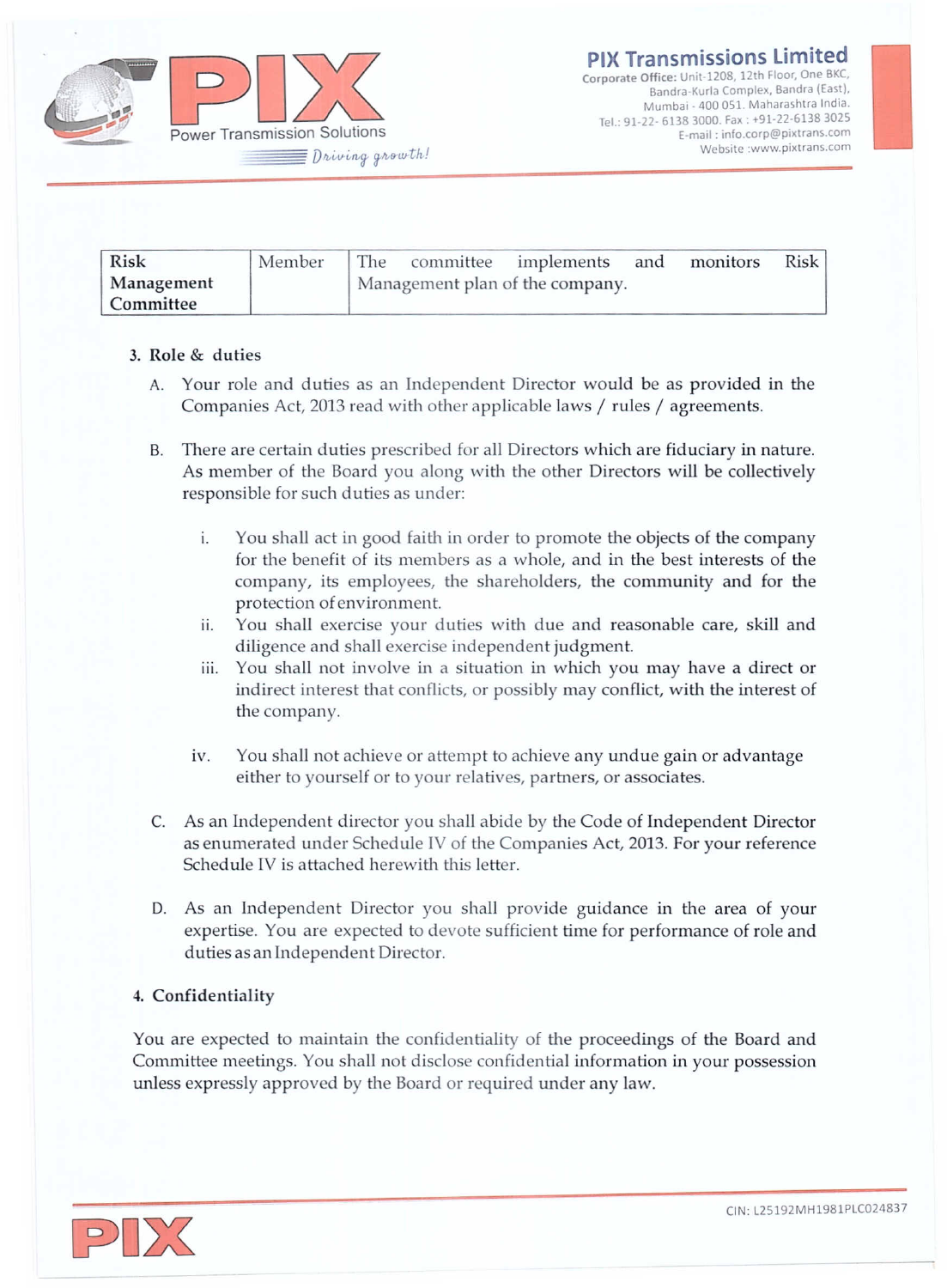| Risk Management Committee | Member | The committee implements and monitors Risk Management plan of the company. |
|---|---|---|

**3. Role & duties**

A. Your role and duties as an Independent Director would be as provided in the Companies Act, 2013 read with other applicable laws / rules / agreements.

B. There are certain duties prescribed for all Directors which are fiduciary in nature. As member of the Board you along with the other Directors will be collectively responsible for such duties as under:

  i. You shall act in good faith in order to promote the objects of the company for the benefit of its members as a whole, and in the best interests of the company, its employees, the shareholders, the community and for the protection of environment.
  ii. You shall exercise your duties with due and reasonable care, skill and diligence and shall exercise independent judgment.
  iii. You shall not involve in a situation in which you may have a direct or indirect interest that conflicts, or possibly may conflict, with the interest of the company.
  iv. You shall not achieve or attempt to achieve any undue gain or advantage either to yourself or to your relatives, partners, or associates.

C. As an Independent director you shall abide by the Code of Independent Director as enumerated under Schedule IV of the Companies Act, 2013. For your reference Schedule IV is attached herewith this letter.

D. As an Independent Director you shall provide guidance in the area of your expertise. You are expected to devote sufficient time for performance of role and duties as an Independent Director.

**4. Confidentiality**

You are expected to maintain the confidentiality of the proceedings of the Board and Committee meetings. You shall not disclose confidential information in your possession unless expressly approved by the Board or required under any law.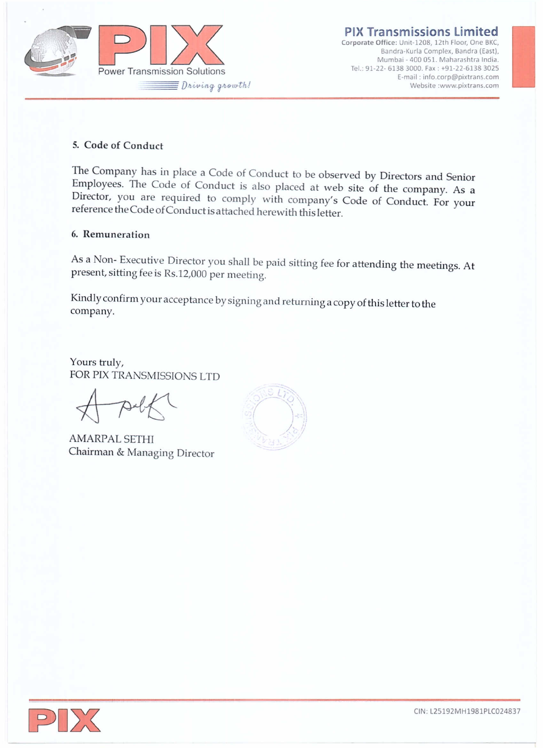## 5. Code of Conduct

The Company has in place a Code of Conduct to be observed by Directors and Senior Employees. The Code of Conduct is also placed at web site of the company. As a Director, you are required to comply with company's Code of Conduct. For your reference the Code of Conduct is attached herewith this letter.

## 6. Remuneration

As a Non- Executive Director you shall be paid sitting fee for attending the meetings. At present, sitting fee is Rs.12,000 per meeting.

Kindly confirm your acceptance by signing and returning a copy of this letter to the company.

Yours truly,
FOR PIX TRANSMISSIONS LTD

AMARPAL SETHI
Chairman & Managing Director